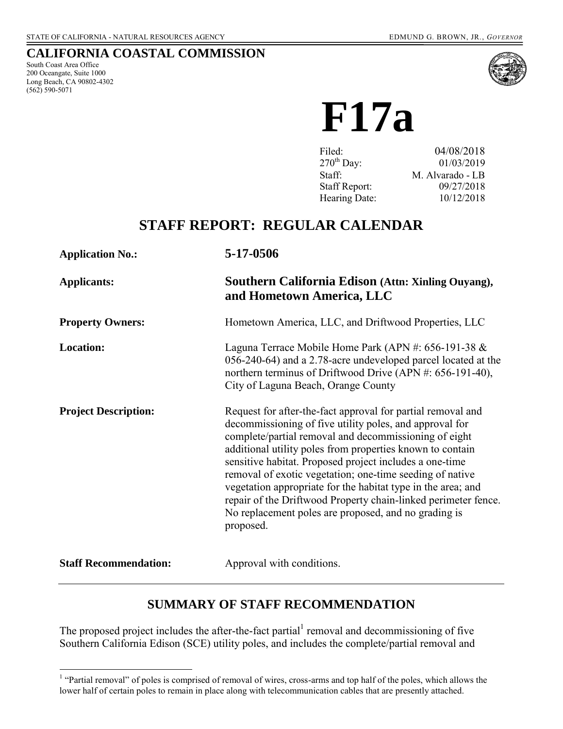STATE OF CALIFORNIA - NATURAL RESOURCES AGENCY EDMUND G. BROWN, JR., *GOVERNOR*

## CALIFORNIA COASTAL COMMISSION

South Coast Area Office
200 Oceangate, Suite 1000
Long Beach, CA 90802-4302
(562) 590-5071

# F17a

| | |
|---|---|
| Filed: | 04/08/2018 |
| 270th Day: | 01/03/2019 |
| Staff: | M. Alvarado - LB |
| Staff Report: | 09/27/2018 |
| Hearing Date: | 10/12/2018 |

## STAFF REPORT: REGULAR CALENDAR

**Application No.:** **5-17-0506**

**Applicants:** **Southern California Edison (Attn: Xinling Ouyang), and Hometown America, LLC**

**Property Owners:** Hometown America, LLC, and Driftwood Properties, LLC

**Location:** Laguna Terrace Mobile Home Park (APN #: 656-191-38 & 056-240-64) and a 2.78-acre undeveloped parcel located at the northern terminus of Driftwood Drive (APN #: 656-191-40), City of Laguna Beach, Orange County

**Project Description:** Request for after-the-fact approval for partial removal and decommissioning of five utility poles, and approval for complete/partial removal and decommissioning of eight additional utility poles from properties known to contain sensitive habitat. Proposed project includes a one-time removal of exotic vegetation; one-time seeding of native vegetation appropriate for the habitat type in the area; and repair of the Driftwood Property chain-linked perimeter fence. No replacement poles are proposed, and no grading is proposed.

**Staff Recommendation:** Approval with conditions.

---

## SUMMARY OF STAFF RECOMMENDATION

The proposed project includes the after-the-fact partial[1] removal and decommissioning of five Southern California Edison (SCE) utility poles, and includes the complete/partial removal and

[1] "Partial removal" of poles is comprised of removal of wires, cross-arms and top half of the poles, which allows the lower half of certain poles to remain in place along with telecommunication cables that are presently attached.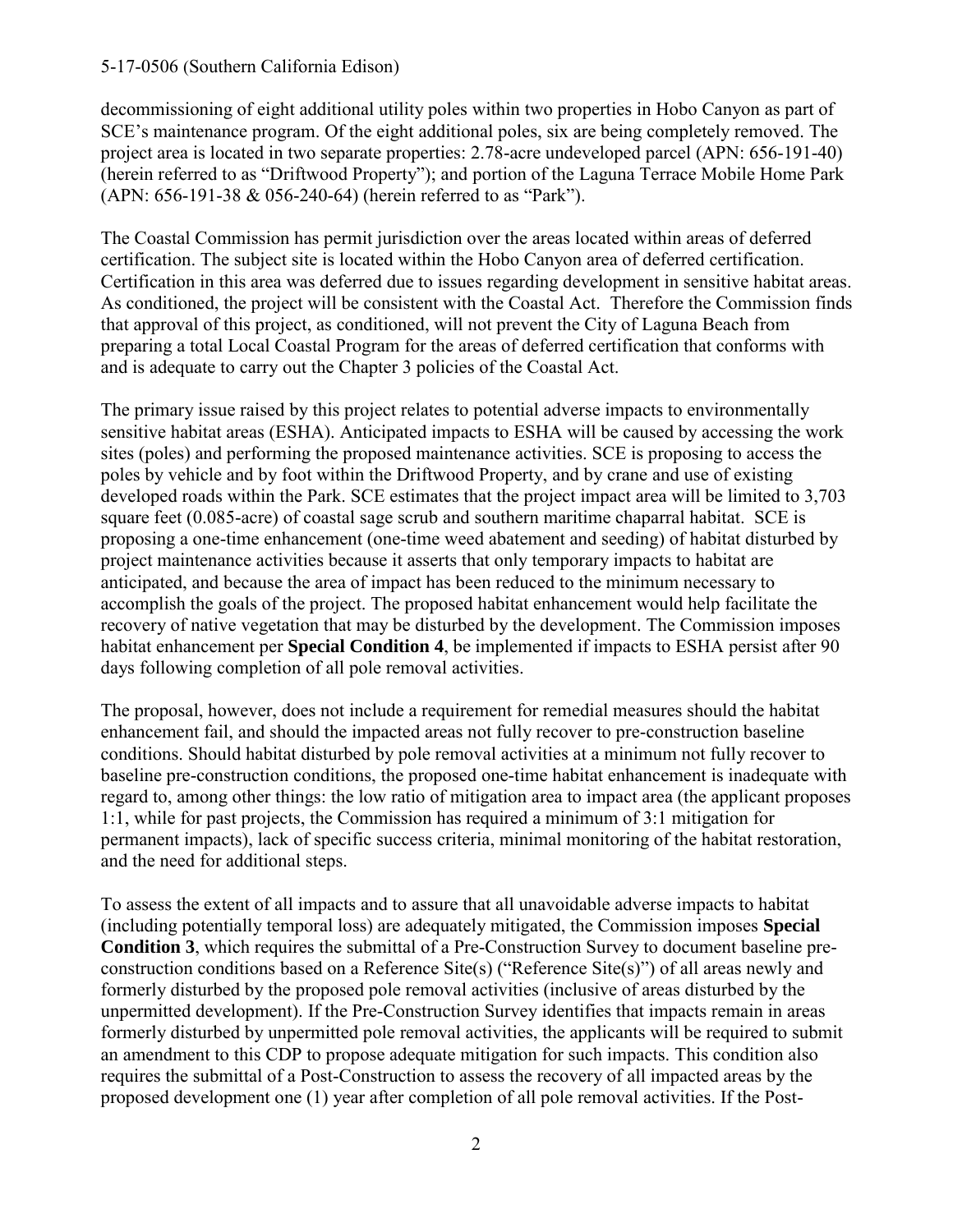decommissioning of eight additional utility poles within two properties in Hobo Canyon as part of SCE's maintenance program. Of the eight additional poles, six are being completely removed. The project area is located in two separate properties: 2.78-acre undeveloped parcel (APN: 656-191-40) (herein referred to as "Driftwood Property"); and portion of the Laguna Terrace Mobile Home Park (APN: 656-191-38 & 056-240-64) (herein referred to as "Park").

The Coastal Commission has permit jurisdiction over the areas located within areas of deferred certification. The subject site is located within the Hobo Canyon area of deferred certification. Certification in this area was deferred due to issues regarding development in sensitive habitat areas. As conditioned, the project will be consistent with the Coastal Act. Therefore the Commission finds that approval of this project, as conditioned, will not prevent the City of Laguna Beach from preparing a total Local Coastal Program for the areas of deferred certification that conforms with and is adequate to carry out the Chapter 3 policies of the Coastal Act.

The primary issue raised by this project relates to potential adverse impacts to environmentally sensitive habitat areas (ESHA). Anticipated impacts to ESHA will be caused by accessing the work sites (poles) and performing the proposed maintenance activities. SCE is proposing to access the poles by vehicle and by foot within the Driftwood Property, and by crane and use of existing developed roads within the Park. SCE estimates that the project impact area will be limited to 3,703 square feet (0.085-acre) of coastal sage scrub and southern maritime chaparral habitat. SCE is proposing a one-time enhancement (one-time weed abatement and seeding) of habitat disturbed by project maintenance activities because it asserts that only temporary impacts to habitat are anticipated, and because the area of impact has been reduced to the minimum necessary to accomplish the goals of the project. The proposed habitat enhancement would help facilitate the recovery of native vegetation that may be disturbed by the development. The Commission imposes habitat enhancement per **Special Condition 4**, be implemented if impacts to ESHA persist after 90 days following completion of all pole removal activities.

The proposal, however, does not include a requirement for remedial measures should the habitat enhancement fail, and should the impacted areas not fully recover to pre-construction baseline conditions. Should habitat disturbed by pole removal activities at a minimum not fully recover to baseline pre-construction conditions, the proposed one-time habitat enhancement is inadequate with regard to, among other things: the low ratio of mitigation area to impact area (the applicant proposes 1:1, while for past projects, the Commission has required a minimum of 3:1 mitigation for permanent impacts), lack of specific success criteria, minimal monitoring of the habitat restoration, and the need for additional steps.

To assess the extent of all impacts and to assure that all unavoidable adverse impacts to habitat (including potentially temporal loss) are adequately mitigated, the Commission imposes **Special Condition 3**, which requires the submittal of a Pre-Construction Survey to document baseline pre-construction conditions based on a Reference Site(s) ("Reference Site(s)") of all areas newly and formerly disturbed by the proposed pole removal activities (inclusive of areas disturbed by the unpermitted development). If the Pre-Construction Survey identifies that impacts remain in areas formerly disturbed by unpermitted pole removal activities, the applicants will be required to submit an amendment to this CDP to propose adequate mitigation for such impacts. This condition also requires the submittal of a Post-Construction to assess the recovery of all impacted areas by the proposed development one (1) year after completion of all pole removal activities. If the Post-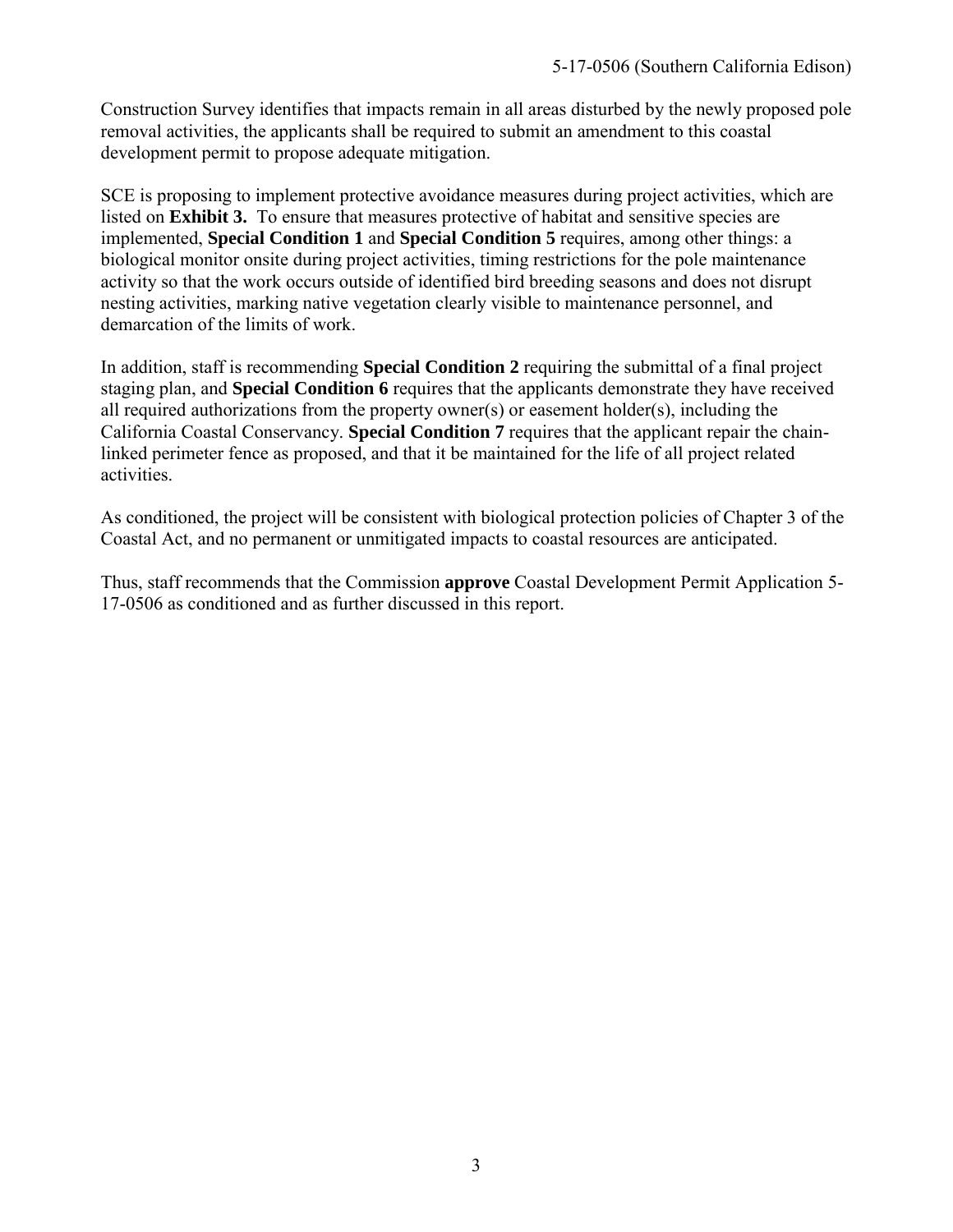Construction Survey identifies that impacts remain in all areas disturbed by the newly proposed pole removal activities, the applicants shall be required to submit an amendment to this coastal development permit to propose adequate mitigation.

SCE is proposing to implement protective avoidance measures during project activities, which are listed on **Exhibit 3.** To ensure that measures protective of habitat and sensitive species are implemented, **Special Condition 1** and **Special Condition 5** requires, among other things: a biological monitor onsite during project activities, timing restrictions for the pole maintenance activity so that the work occurs outside of identified bird breeding seasons and does not disrupt nesting activities, marking native vegetation clearly visible to maintenance personnel, and demarcation of the limits of work.

In addition, staff is recommending **Special Condition 2** requiring the submittal of a final project staging plan, and **Special Condition 6** requires that the applicants demonstrate they have received all required authorizations from the property owner(s) or easement holder(s), including the California Coastal Conservancy. **Special Condition 7** requires that the applicant repair the chain-linked perimeter fence as proposed, and that it be maintained for the life of all project related activities.

As conditioned, the project will be consistent with biological protection policies of Chapter 3 of the Coastal Act, and no permanent or unmitigated impacts to coastal resources are anticipated.

Thus, staff recommends that the Commission **approve** Coastal Development Permit Application 5-17-0506 as conditioned and as further discussed in this report.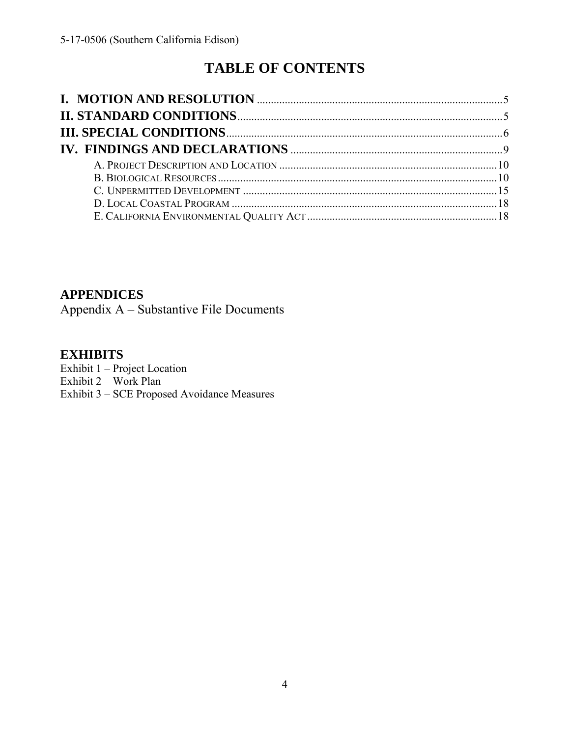# TABLE OF CONTENTS

**I. MOTION AND RESOLUTION** .......... 5
**II. STANDARD CONDITIONS** .......... 5
**III. SPECIAL CONDITIONS** .......... 6
**IV. FINDINGS AND DECLARATIONS** .......... 9
- A. Project Description and Location .......... 10
- B. Biological Resources .......... 10
- C. Unpermitted Development .......... 15
- D. Local Coastal Program .......... 18
- E. California Environmental Quality Act .......... 18

## APPENDICES

Appendix A – Substantive File Documents

## EXHIBITS

Exhibit 1 – Project Location
Exhibit 2 – Work Plan
Exhibit 3 – SCE Proposed Avoidance Measures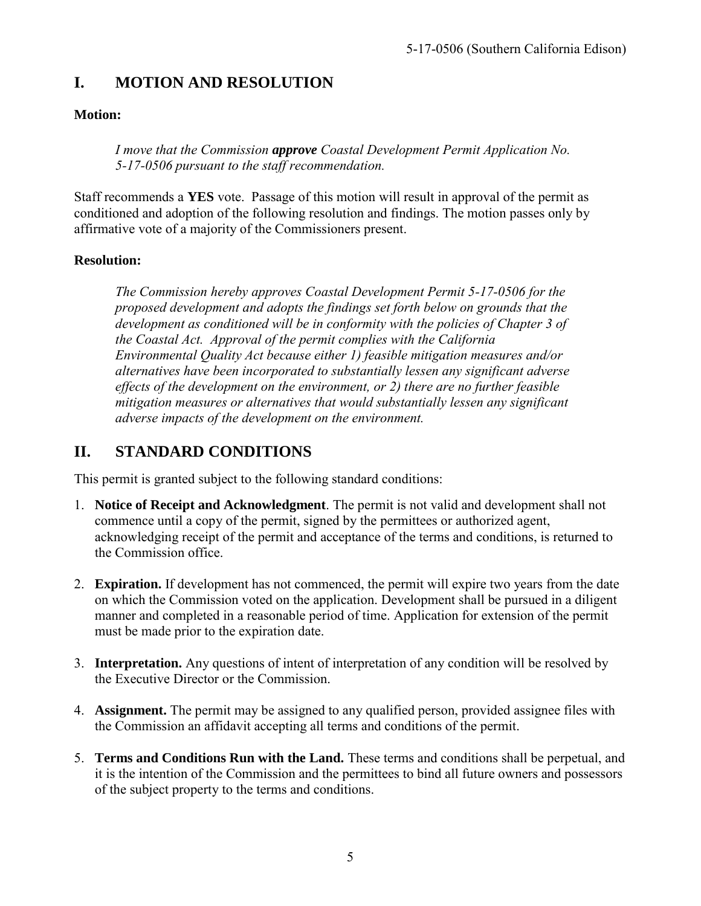## I. MOTION AND RESOLUTION

**Motion:**

> *I move that the Commission **approve** Coastal Development Permit Application No. 5-17-0506 pursuant to the staff recommendation.*

Staff recommends a **YES** vote. Passage of this motion will result in approval of the permit as conditioned and adoption of the following resolution and findings. The motion passes only by affirmative vote of a majority of the Commissioners present.

**Resolution:**

> *The Commission hereby approves Coastal Development Permit 5-17-0506 for the proposed development and adopts the findings set forth below on grounds that the development as conditioned will be in conformity with the policies of Chapter 3 of the Coastal Act. Approval of the permit complies with the California Environmental Quality Act because either 1) feasible mitigation measures and/or alternatives have been incorporated to substantially lessen any significant adverse effects of the development on the environment, or 2) there are no further feasible mitigation measures or alternatives that would substantially lessen any significant adverse impacts of the development on the environment.*

## II. STANDARD CONDITIONS

This permit is granted subject to the following standard conditions:

1. **Notice of Receipt and Acknowledgment**. The permit is not valid and development shall not commence until a copy of the permit, signed by the permittees or authorized agent, acknowledging receipt of the permit and acceptance of the terms and conditions, is returned to the Commission office.

2. **Expiration.** If development has not commenced, the permit will expire two years from the date on which the Commission voted on the application. Development shall be pursued in a diligent manner and completed in a reasonable period of time. Application for extension of the permit must be made prior to the expiration date.

3. **Interpretation.** Any questions of intent of interpretation of any condition will be resolved by the Executive Director or the Commission.

4. **Assignment.** The permit may be assigned to any qualified person, provided assignee files with the Commission an affidavit accepting all terms and conditions of the permit.

5. **Terms and Conditions Run with the Land.** These terms and conditions shall be perpetual, and it is the intention of the Commission and the permittees to bind all future owners and possessors of the subject property to the terms and conditions.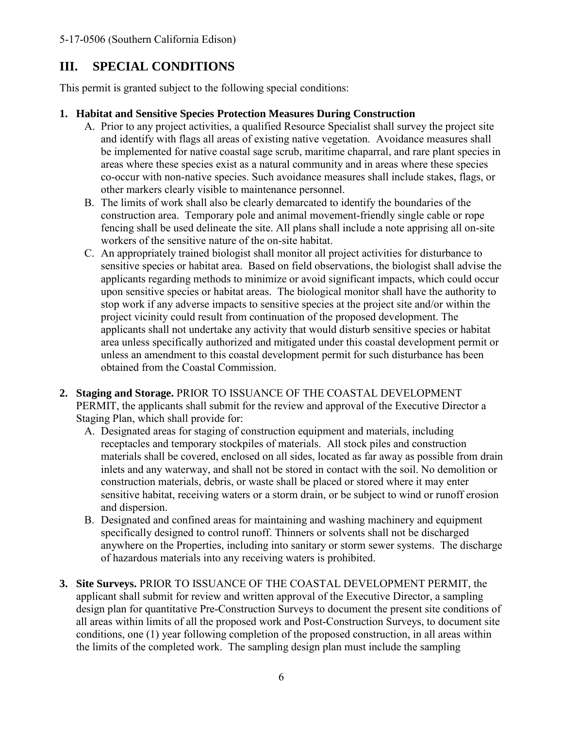## III. SPECIAL CONDITIONS

This permit is granted subject to the following special conditions:

1. **Habitat and Sensitive Species Protection Measures During Construction**
   A. Prior to any project activities, a qualified Resource Specialist shall survey the project site and identify with flags all areas of existing native vegetation. Avoidance measures shall be implemented for native coastal sage scrub, maritime chaparral, and rare plant species in areas where these species exist as a natural community and in areas where these species co-occur with non-native species. Such avoidance measures shall include stakes, flags, or other markers clearly visible to maintenance personnel.
   B. The limits of work shall also be clearly demarcated to identify the boundaries of the construction area. Temporary pole and animal movement-friendly single cable or rope fencing shall be used delineate the site. All plans shall include a note apprising all on-site workers of the sensitive nature of the on-site habitat.
   C. An appropriately trained biologist shall monitor all project activities for disturbance to sensitive species or habitat area. Based on field observations, the biologist shall advise the applicants regarding methods to minimize or avoid significant impacts, which could occur upon sensitive species or habitat areas. The biological monitor shall have the authority to stop work if any adverse impacts to sensitive species at the project site and/or within the project vicinity could result from continuation of the proposed development. The applicants shall not undertake any activity that would disturb sensitive species or habitat area unless specifically authorized and mitigated under this coastal development permit or unless an amendment to this coastal development permit for such disturbance has been obtained from the Coastal Commission.

2. **Staging and Storage.** PRIOR TO ISSUANCE OF THE COASTAL DEVELOPMENT PERMIT, the applicants shall submit for the review and approval of the Executive Director a Staging Plan, which shall provide for:
   A. Designated areas for staging of construction equipment and materials, including receptacles and temporary stockpiles of materials. All stock piles and construction materials shall be covered, enclosed on all sides, located as far away as possible from drain inlets and any waterway, and shall not be stored in contact with the soil. No demolition or construction materials, debris, or waste shall be placed or stored where it may enter sensitive habitat, receiving waters or a storm drain, or be subject to wind or runoff erosion and dispersion.
   B. Designated and confined areas for maintaining and washing machinery and equipment specifically designed to control runoff. Thinners or solvents shall not be discharged anywhere on the Properties, including into sanitary or storm sewer systems. The discharge of hazardous materials into any receiving waters is prohibited.

3. **Site Surveys.** PRIOR TO ISSUANCE OF THE COASTAL DEVELOPMENT PERMIT, the applicant shall submit for review and written approval of the Executive Director, a sampling design plan for quantitative Pre-Construction Surveys to document the present site conditions of all areas within limits of all the proposed work and Post-Construction Surveys, to document site conditions, one (1) year following completion of the proposed construction, in all areas within the limits of the completed work. The sampling design plan must include the sampling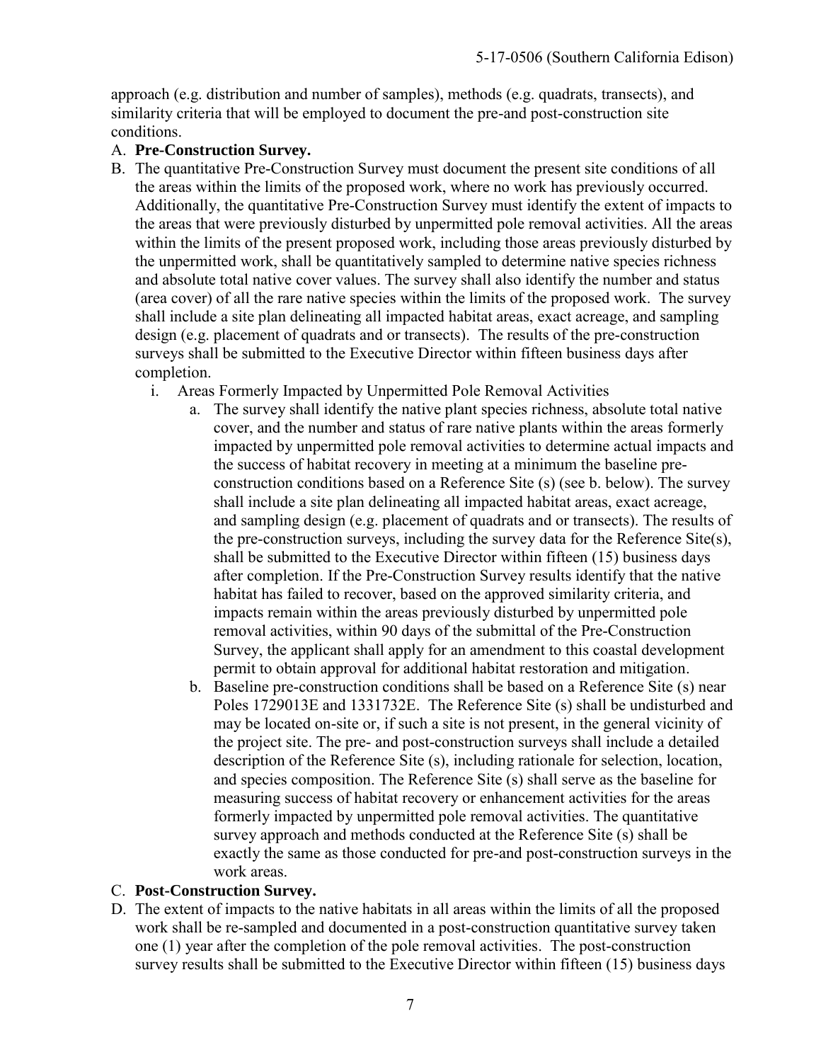approach (e.g. distribution and number of samples), methods (e.g. quadrats, transects), and similarity criteria that will be employed to document the pre-and post-construction site conditions.

A. **Pre-Construction Survey.**

B. The quantitative Pre-Construction Survey must document the present site conditions of all the areas within the limits of the proposed work, where no work has previously occurred. Additionally, the quantitative Pre-Construction Survey must identify the extent of impacts to the areas that were previously disturbed by unpermitted pole removal activities. All the areas within the limits of the present proposed work, including those areas previously disturbed by the unpermitted work, shall be quantitatively sampled to determine native species richness and absolute total native cover values. The survey shall also identify the number and status (area cover) of all the rare native species within the limits of the proposed work. The survey shall include a site plan delineating all impacted habitat areas, exact acreage, and sampling design (e.g. placement of quadrats and or transects). The results of the pre-construction surveys shall be submitted to the Executive Director within fifteen business days after completion.

   i. Areas Formerly Impacted by Unpermitted Pole Removal Activities

      a. The survey shall identify the native plant species richness, absolute total native cover, and the number and status of rare native plants within the areas formerly impacted by unpermitted pole removal activities to determine actual impacts and the success of habitat recovery in meeting at a minimum the baseline pre-construction conditions based on a Reference Site (s) (see b. below). The survey shall include a site plan delineating all impacted habitat areas, exact acreage, and sampling design (e.g. placement of quadrats and or transects). The results of the pre-construction surveys, including the survey data for the Reference Site(s), shall be submitted to the Executive Director within fifteen (15) business days after completion. If the Pre-Construction Survey results identify that the native habitat has failed to recover, based on the approved similarity criteria, and impacts remain within the areas previously disturbed by unpermitted pole removal activities, within 90 days of the submittal of the Pre-Construction Survey, the applicant shall apply for an amendment to this coastal development permit to obtain approval for additional habitat restoration and mitigation.

      b. Baseline pre-construction conditions shall be based on a Reference Site (s) near Poles 1729013E and 1331732E. The Reference Site (s) shall be undisturbed and may be located on-site or, if such a site is not present, in the general vicinity of the project site. The pre- and post-construction surveys shall include a detailed description of the Reference Site (s), including rationale for selection, location, and species composition. The Reference Site (s) shall serve as the baseline for measuring success of habitat recovery or enhancement activities for the areas formerly impacted by unpermitted pole removal activities. The quantitative survey approach and methods conducted at the Reference Site (s) shall be exactly the same as those conducted for pre-and post-construction surveys in the work areas.

C. **Post-Construction Survey.**

D. The extent of impacts to the native habitats in all areas within the limits of all the proposed work shall be re-sampled and documented in a post-construction quantitative survey taken one (1) year after the completion of the pole removal activities. The post-construction survey results shall be submitted to the Executive Director within fifteen (15) business days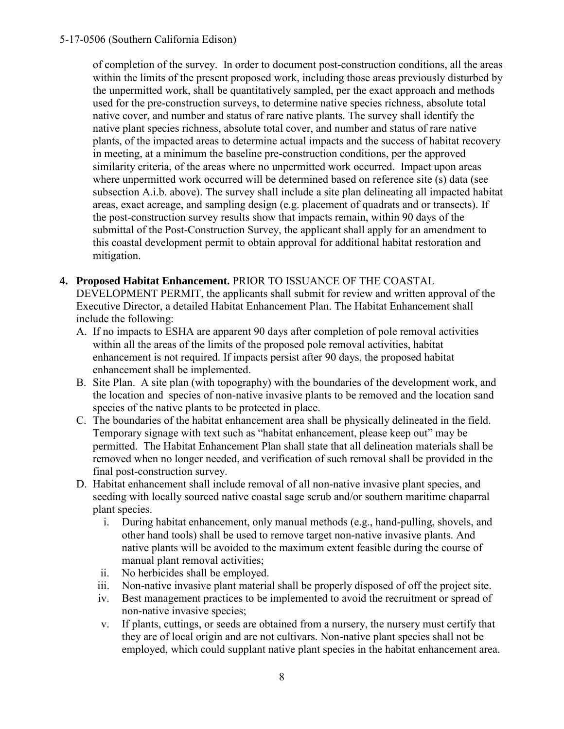of completion of the survey. In order to document post-construction conditions, all the areas within the limits of the present proposed work, including those areas previously disturbed by the unpermitted work, shall be quantitatively sampled, per the exact approach and methods used for the pre-construction surveys, to determine native species richness, absolute total native cover, and number and status of rare native plants. The survey shall identify the native plant species richness, absolute total cover, and number and status of rare native plants, of the impacted areas to determine actual impacts and the success of habitat recovery in meeting, at a minimum the baseline pre-construction conditions, per the approved similarity criteria, of the areas where no unpermitted work occurred. Impact upon areas where unpermitted work occurred will be determined based on reference site (s) data (see subsection A.i.b. above). The survey shall include a site plan delineating all impacted habitat areas, exact acreage, and sampling design (e.g. placement of quadrats and or transects). If the post-construction survey results show that impacts remain, within 90 days of the submittal of the Post-Construction Survey, the applicant shall apply for an amendment to this coastal development permit to obtain approval for additional habitat restoration and mitigation.

4. **Proposed Habitat Enhancement.** PRIOR TO ISSUANCE OF THE COASTAL DEVELOPMENT PERMIT, the applicants shall submit for review and written approval of the Executive Director, a detailed Habitat Enhancement Plan. The Habitat Enhancement shall include the following:
   A. If no impacts to ESHA are apparent 90 days after completion of pole removal activities within all the areas of the limits of the proposed pole removal activities, habitat enhancement is not required. If impacts persist after 90 days, the proposed habitat enhancement shall be implemented.
   B. Site Plan. A site plan (with topography) with the boundaries of the development work, and the location and species of non-native invasive plants to be removed and the location sand species of the native plants to be protected in place.
   C. The boundaries of the habitat enhancement area shall be physically delineated in the field. Temporary signage with text such as "habitat enhancement, please keep out" may be permitted. The Habitat Enhancement Plan shall state that all delineation materials shall be removed when no longer needed, and verification of such removal shall be provided in the final post-construction survey.
   D. Habitat enhancement shall include removal of all non-native invasive plant species, and seeding with locally sourced native coastal sage scrub and/or southern maritime chaparral plant species.
      i. During habitat enhancement, only manual methods (e.g., hand-pulling, shovels, and other hand tools) shall be used to remove target non-native invasive plants. And native plants will be avoided to the maximum extent feasible during the course of manual plant removal activities;
      ii. No herbicides shall be employed.
      iii. Non-native invasive plant material shall be properly disposed of off the project site.
      iv. Best management practices to be implemented to avoid the recruitment or spread of non-native invasive species;
      v. If plants, cuttings, or seeds are obtained from a nursery, the nursery must certify that they are of local origin and are not cultivars. Non-native plant species shall not be employed, which could supplant native plant species in the habitat enhancement area.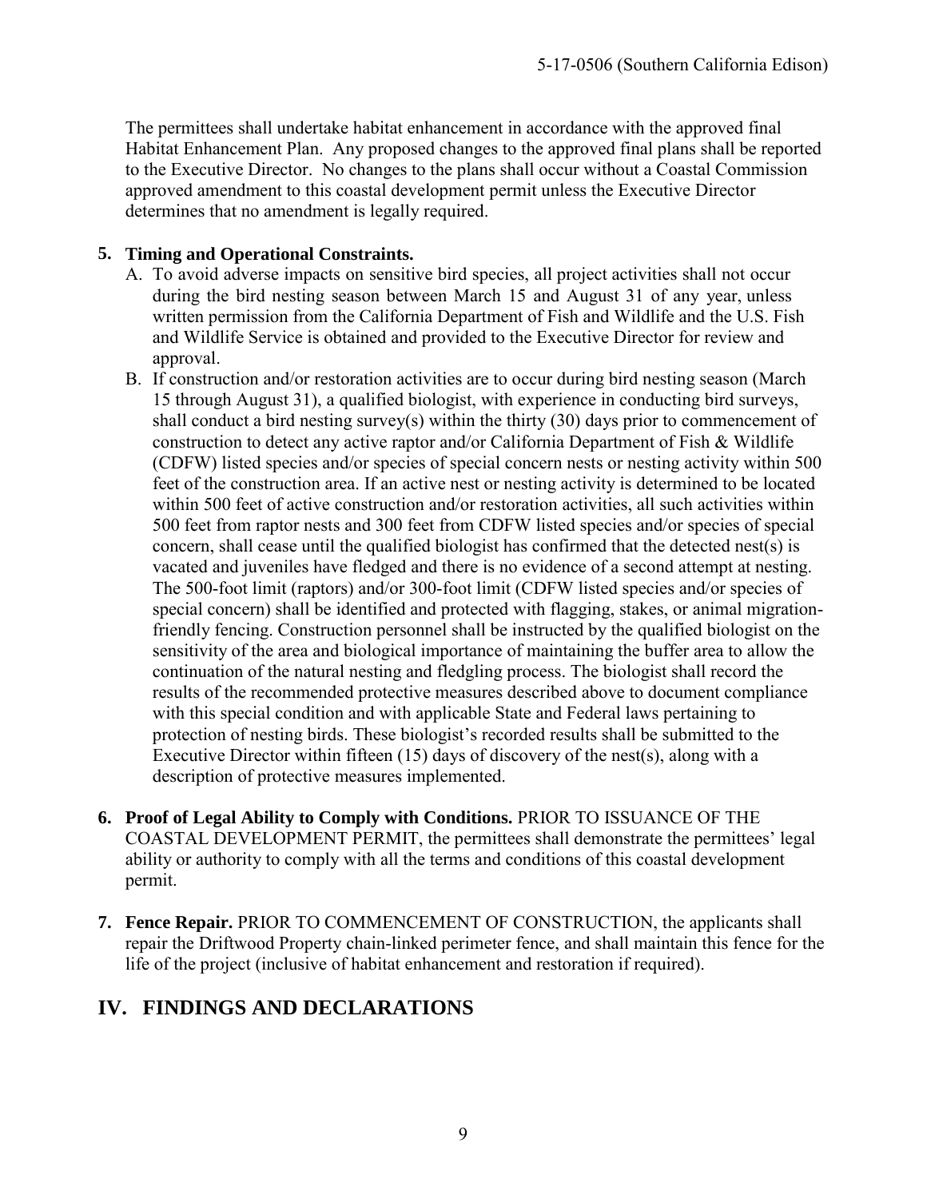The permittees shall undertake habitat enhancement in accordance with the approved final Habitat Enhancement Plan. Any proposed changes to the approved final plans shall be reported to the Executive Director. No changes to the plans shall occur without a Coastal Commission approved amendment to this coastal development permit unless the Executive Director determines that no amendment is legally required.

**5. Timing and Operational Constraints.**

A. To avoid adverse impacts on sensitive bird species, all project activities shall not occur during the bird nesting season between March 15 and August 31 of any year, unless written permission from the California Department of Fish and Wildlife and the U.S. Fish and Wildlife Service is obtained and provided to the Executive Director for review and approval.

B. If construction and/or restoration activities are to occur during bird nesting season (March 15 through August 31), a qualified biologist, with experience in conducting bird surveys, shall conduct a bird nesting survey(s) within the thirty (30) days prior to commencement of construction to detect any active raptor and/or California Department of Fish & Wildlife (CDFW) listed species and/or species of special concern nests or nesting activity within 500 feet of the construction area. If an active nest or nesting activity is determined to be located within 500 feet of active construction and/or restoration activities, all such activities within 500 feet from raptor nests and 300 feet from CDFW listed species and/or species of special concern, shall cease until the qualified biologist has confirmed that the detected nest(s) is vacated and juveniles have fledged and there is no evidence of a second attempt at nesting. The 500-foot limit (raptors) and/or 300-foot limit (CDFW listed species and/or species of special concern) shall be identified and protected with flagging, stakes, or animal migration-friendly fencing. Construction personnel shall be instructed by the qualified biologist on the sensitivity of the area and biological importance of maintaining the buffer area to allow the continuation of the natural nesting and fledgling process. The biologist shall record the results of the recommended protective measures described above to document compliance with this special condition and with applicable State and Federal laws pertaining to protection of nesting birds. These biologist's recorded results shall be submitted to the Executive Director within fifteen (15) days of discovery of the nest(s), along with a description of protective measures implemented.

**6. Proof of Legal Ability to Comply with Conditions.** PRIOR TO ISSUANCE OF THE COASTAL DEVELOPMENT PERMIT, the permittees shall demonstrate the permittees' legal ability or authority to comply with all the terms and conditions of this coastal development permit.

**7. Fence Repair.** PRIOR TO COMMENCEMENT OF CONSTRUCTION, the applicants shall repair the Driftwood Property chain-linked perimeter fence, and shall maintain this fence for the life of the project (inclusive of habitat enhancement and restoration if required).

# IV. FINDINGS AND DECLARATIONS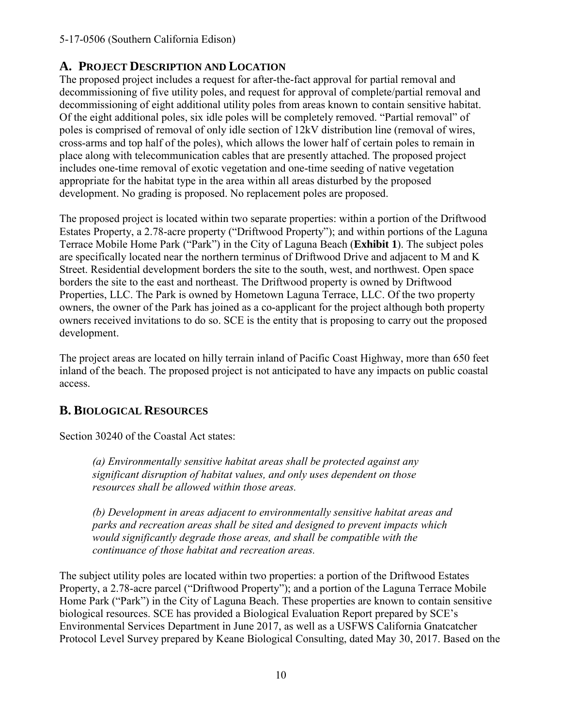## A. PROJECT DESCRIPTION AND LOCATION

The proposed project includes a request for after-the-fact approval for partial removal and decommissioning of five utility poles, and request for approval of complete/partial removal and decommissioning of eight additional utility poles from areas known to contain sensitive habitat. Of the eight additional poles, six idle poles will be completely removed. "Partial removal" of poles is comprised of removal of only idle section of 12kV distribution line (removal of wires, cross-arms and top half of the poles), which allows the lower half of certain poles to remain in place along with telecommunication cables that are presently attached. The proposed project includes one-time removal of exotic vegetation and one-time seeding of native vegetation appropriate for the habitat type in the area within all areas disturbed by the proposed development. No grading is proposed. No replacement poles are proposed.

The proposed project is located within two separate properties: within a portion of the Driftwood Estates Property, a 2.78-acre property ("Driftwood Property"); and within portions of the Laguna Terrace Mobile Home Park ("Park") in the City of Laguna Beach (**Exhibit 1**). The subject poles are specifically located near the northern terminus of Driftwood Drive and adjacent to M and K Street. Residential development borders the site to the south, west, and northwest. Open space borders the site to the east and northeast. The Driftwood property is owned by Driftwood Properties, LLC. The Park is owned by Hometown Laguna Terrace, LLC. Of the two property owners, the owner of the Park has joined as a co-applicant for the project although both property owners received invitations to do so. SCE is the entity that is proposing to carry out the proposed development.

The project areas are located on hilly terrain inland of Pacific Coast Highway, more than 650 feet inland of the beach. The proposed project is not anticipated to have any impacts on public coastal access.

## B. BIOLOGICAL RESOURCES

Section 30240 of the Coastal Act states:

> *(a) Environmentally sensitive habitat areas shall be protected against any significant disruption of habitat values, and only uses dependent on those resources shall be allowed within those areas.*
>
> *(b) Development in areas adjacent to environmentally sensitive habitat areas and parks and recreation areas shall be sited and designed to prevent impacts which would significantly degrade those areas, and shall be compatible with the continuance of those habitat and recreation areas.*

The subject utility poles are located within two properties: a portion of the Driftwood Estates Property, a 2.78-acre parcel ("Driftwood Property"); and a portion of the Laguna Terrace Mobile Home Park ("Park") in the City of Laguna Beach. These properties are known to contain sensitive biological resources. SCE has provided a Biological Evaluation Report prepared by SCE's Environmental Services Department in June 2017, as well as a USFWS California Gnatcatcher Protocol Level Survey prepared by Keane Biological Consulting, dated May 30, 2017. Based on the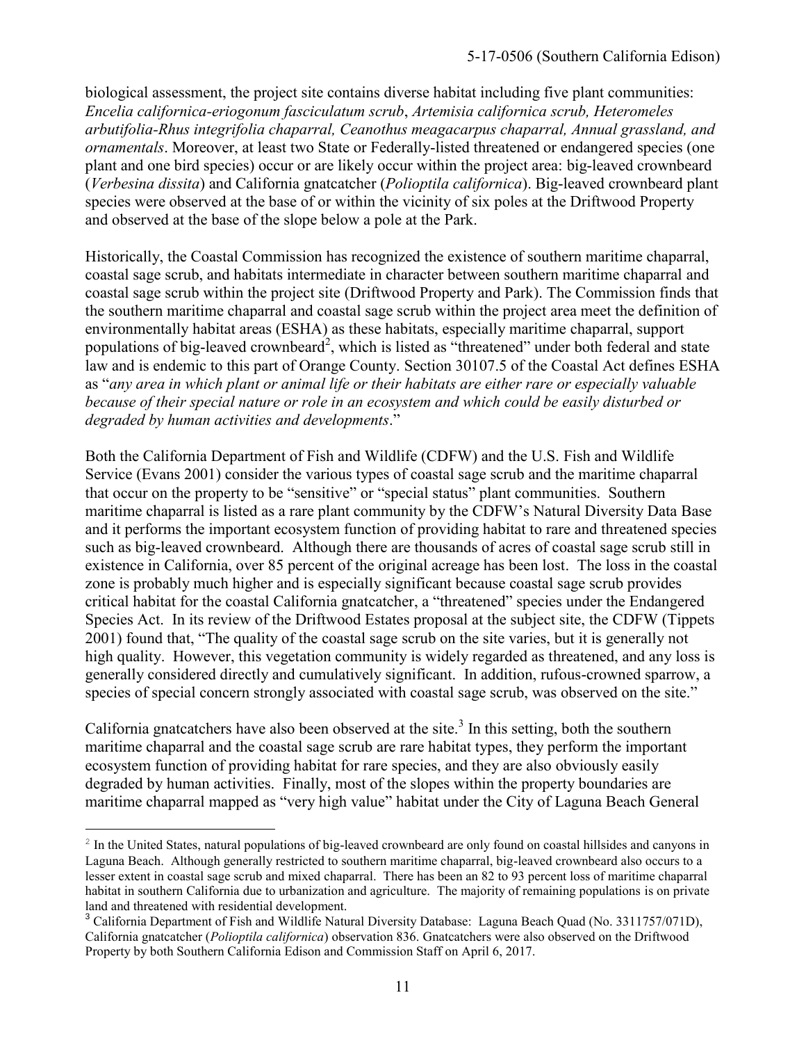biological assessment, the project site contains diverse habitat including five plant communities: *Encelia californica-eriogonum fasciculatum scrub*, *Artemisia californica scrub, Heteromeles arbutifolia-Rhus integrifolia chaparral, Ceanothus meagacarpus chaparral, Annual grassland, and ornamentals*. Moreover, at least two State or Federally-listed threatened or endangered species (one plant and one bird species) occur or are likely occur within the project area: big-leaved crownbeard (*Verbesina dissita*) and California gnatcatcher (*Polioptila californica*). Big-leaved crownbeard plant species were observed at the base of or within the vicinity of six poles at the Driftwood Property and observed at the base of the slope below a pole at the Park.

Historically, the Coastal Commission has recognized the existence of southern maritime chaparral, coastal sage scrub, and habitats intermediate in character between southern maritime chaparral and coastal sage scrub within the project site (Driftwood Property and Park). The Commission finds that the southern maritime chaparral and coastal sage scrub within the project area meet the definition of environmentally habitat areas (ESHA) as these habitats, especially maritime chaparral, support populations of big-leaved crownbeard[2], which is listed as "threatened" under both federal and state law and is endemic to this part of Orange County. Section 30107.5 of the Coastal Act defines ESHA as "*any area in which plant or animal life or their habitats are either rare or especially valuable because of their special nature or role in an ecosystem and which could be easily disturbed or degraded by human activities and developments*."

Both the California Department of Fish and Wildlife (CDFW) and the U.S. Fish and Wildlife Service (Evans 2001) consider the various types of coastal sage scrub and the maritime chaparral that occur on the property to be "sensitive" or "special status" plant communities. Southern maritime chaparral is listed as a rare plant community by the CDFW's Natural Diversity Data Base and it performs the important ecosystem function of providing habitat to rare and threatened species such as big-leaved crownbeard. Although there are thousands of acres of coastal sage scrub still in existence in California, over 85 percent of the original acreage has been lost. The loss in the coastal zone is probably much higher and is especially significant because coastal sage scrub provides critical habitat for the coastal California gnatcatcher, a "threatened" species under the Endangered Species Act. In its review of the Driftwood Estates proposal at the subject site, the CDFW (Tippets 2001) found that, "The quality of the coastal sage scrub on the site varies, but it is generally not high quality. However, this vegetation community is widely regarded as threatened, and any loss is generally considered directly and cumulatively significant. In addition, rufous-crowned sparrow, a species of special concern strongly associated with coastal sage scrub, was observed on the site."

California gnatcatchers have also been observed at the site.[3] In this setting, both the southern maritime chaparral and the coastal sage scrub are rare habitat types, they perform the important ecosystem function of providing habitat for rare species, and they are also obviously easily degraded by human activities. Finally, most of the slopes within the property boundaries are maritime chaparral mapped as "very high value" habitat under the City of Laguna Beach General

---

[2] In the United States, natural populations of big-leaved crownbeard are only found on coastal hillsides and canyons in Laguna Beach. Although generally restricted to southern maritime chaparral, big-leaved crownbeard also occurs to a lesser extent in coastal sage scrub and mixed chaparral. There has been an 82 to 93 percent loss of maritime chaparral habitat in southern California due to urbanization and agriculture. The majority of remaining populations is on private land and threatened with residential development.

[3] California Department of Fish and Wildlife Natural Diversity Database: Laguna Beach Quad (No. 3311757/071D), California gnatcatcher (*Polioptila californica*) observation 836. Gnatcatchers were also observed on the Driftwood Property by both Southern California Edison and Commission Staff on April 6, 2017.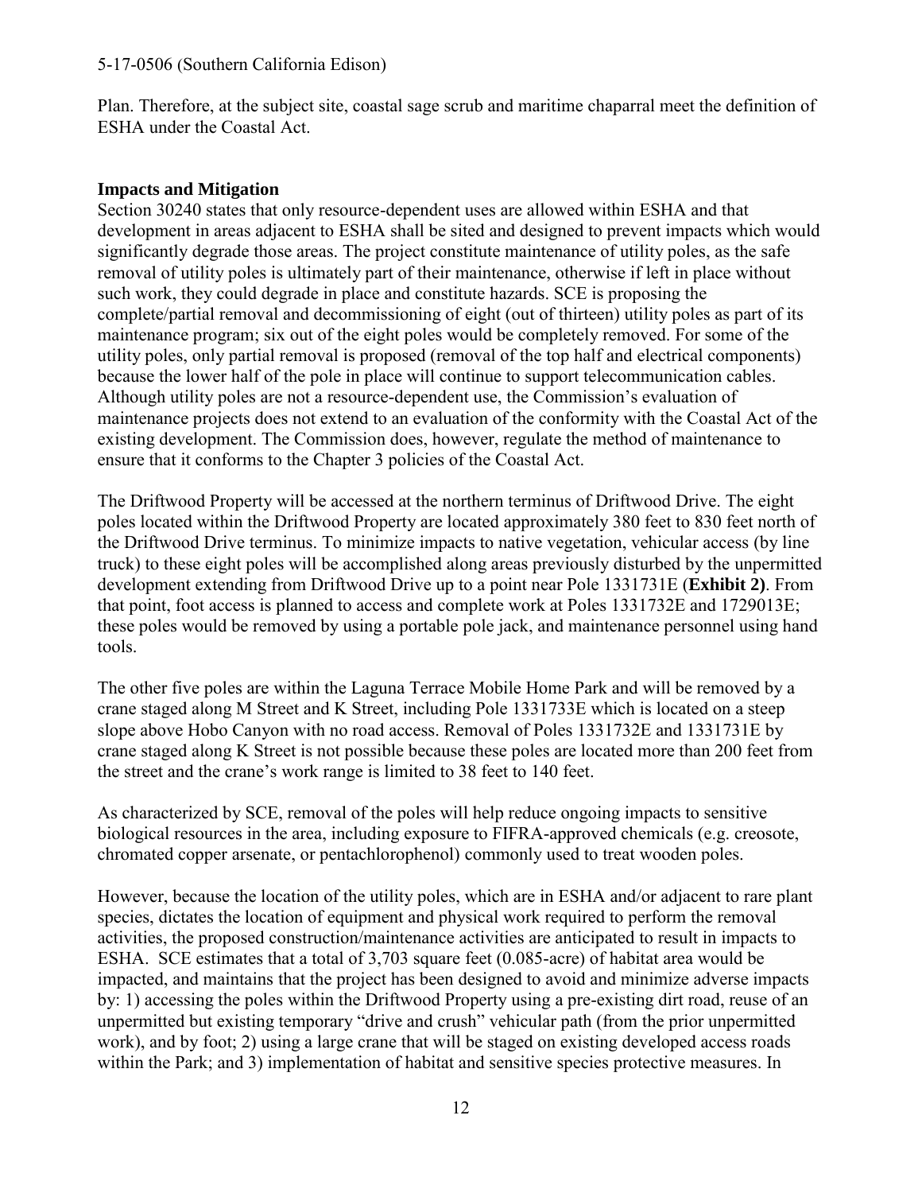Plan. Therefore, at the subject site, coastal sage scrub and maritime chaparral meet the definition of ESHA under the Coastal Act.

**Impacts and Mitigation**

Section 30240 states that only resource-dependent uses are allowed within ESHA and that development in areas adjacent to ESHA shall be sited and designed to prevent impacts which would significantly degrade those areas. The project constitute maintenance of utility poles, as the safe removal of utility poles is ultimately part of their maintenance, otherwise if left in place without such work, they could degrade in place and constitute hazards. SCE is proposing the complete/partial removal and decommissioning of eight (out of thirteen) utility poles as part of its maintenance program; six out of the eight poles would be completely removed. For some of the utility poles, only partial removal is proposed (removal of the top half and electrical components) because the lower half of the pole in place will continue to support telecommunication cables. Although utility poles are not a resource-dependent use, the Commission's evaluation of maintenance projects does not extend to an evaluation of the conformity with the Coastal Act of the existing development. The Commission does, however, regulate the method of maintenance to ensure that it conforms to the Chapter 3 policies of the Coastal Act.

The Driftwood Property will be accessed at the northern terminus of Driftwood Drive. The eight poles located within the Driftwood Property are located approximately 380 feet to 830 feet north of the Driftwood Drive terminus. To minimize impacts to native vegetation, vehicular access (by line truck) to these eight poles will be accomplished along areas previously disturbed by the unpermitted development extending from Driftwood Drive up to a point near Pole 1331731E (**Exhibit 2)**. From that point, foot access is planned to access and complete work at Poles 1331732E and 1729013E; these poles would be removed by using a portable pole jack, and maintenance personnel using hand tools.

The other five poles are within the Laguna Terrace Mobile Home Park and will be removed by a crane staged along M Street and K Street, including Pole 1331733E which is located on a steep slope above Hobo Canyon with no road access. Removal of Poles 1331732E and 1331731E by crane staged along K Street is not possible because these poles are located more than 200 feet from the street and the crane's work range is limited to 38 feet to 140 feet.

As characterized by SCE, removal of the poles will help reduce ongoing impacts to sensitive biological resources in the area, including exposure to FIFRA-approved chemicals (e.g. creosote, chromated copper arsenate, or pentachlorophenol) commonly used to treat wooden poles.

However, because the location of the utility poles, which are in ESHA and/or adjacent to rare plant species, dictates the location of equipment and physical work required to perform the removal activities, the proposed construction/maintenance activities are anticipated to result in impacts to ESHA. SCE estimates that a total of 3,703 square feet (0.085-acre) of habitat area would be impacted, and maintains that the project has been designed to avoid and minimize adverse impacts by: 1) accessing the poles within the Driftwood Property using a pre-existing dirt road, reuse of an unpermitted but existing temporary "drive and crush" vehicular path (from the prior unpermitted work), and by foot; 2) using a large crane that will be staged on existing developed access roads within the Park; and 3) implementation of habitat and sensitive species protective measures. In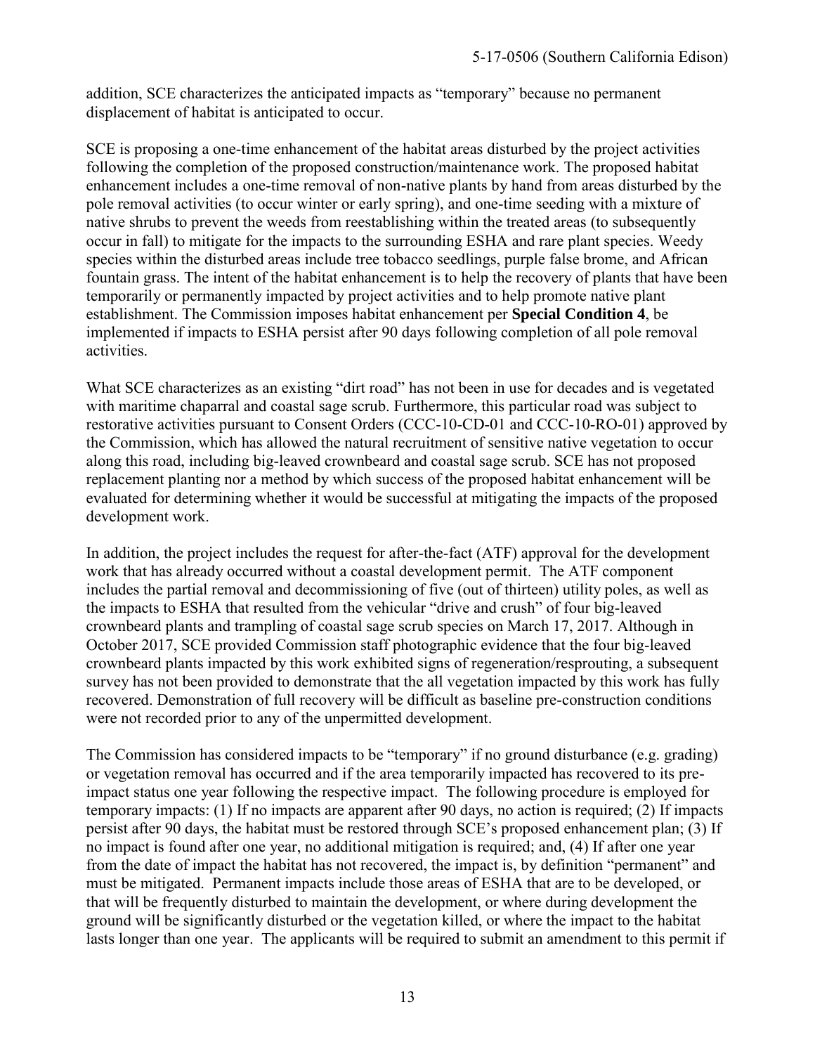addition, SCE characterizes the anticipated impacts as "temporary" because no permanent displacement of habitat is anticipated to occur.

SCE is proposing a one-time enhancement of the habitat areas disturbed by the project activities following the completion of the proposed construction/maintenance work. The proposed habitat enhancement includes a one-time removal of non-native plants by hand from areas disturbed by the pole removal activities (to occur winter or early spring), and one-time seeding with a mixture of native shrubs to prevent the weeds from reestablishing within the treated areas (to subsequently occur in fall) to mitigate for the impacts to the surrounding ESHA and rare plant species. Weedy species within the disturbed areas include tree tobacco seedlings, purple false brome, and African fountain grass. The intent of the habitat enhancement is to help the recovery of plants that have been temporarily or permanently impacted by project activities and to help promote native plant establishment. The Commission imposes habitat enhancement per **Special Condition 4**, be implemented if impacts to ESHA persist after 90 days following completion of all pole removal activities.

What SCE characterizes as an existing "dirt road" has not been in use for decades and is vegetated with maritime chaparral and coastal sage scrub. Furthermore, this particular road was subject to restorative activities pursuant to Consent Orders (CCC-10-CD-01 and CCC-10-RO-01) approved by the Commission, which has allowed the natural recruitment of sensitive native vegetation to occur along this road, including big-leaved crownbeard and coastal sage scrub. SCE has not proposed replacement planting nor a method by which success of the proposed habitat enhancement will be evaluated for determining whether it would be successful at mitigating the impacts of the proposed development work.

In addition, the project includes the request for after-the-fact (ATF) approval for the development work that has already occurred without a coastal development permit. The ATF component includes the partial removal and decommissioning of five (out of thirteen) utility poles, as well as the impacts to ESHA that resulted from the vehicular "drive and crush" of four big-leaved crownbeard plants and trampling of coastal sage scrub species on March 17, 2017. Although in October 2017, SCE provided Commission staff photographic evidence that the four big-leaved crownbeard plants impacted by this work exhibited signs of regeneration/resprouting, a subsequent survey has not been provided to demonstrate that the all vegetation impacted by this work has fully recovered. Demonstration of full recovery will be difficult as baseline pre-construction conditions were not recorded prior to any of the unpermitted development.

The Commission has considered impacts to be "temporary" if no ground disturbance (e.g. grading) or vegetation removal has occurred and if the area temporarily impacted has recovered to its pre-impact status one year following the respective impact. The following procedure is employed for temporary impacts: (1) If no impacts are apparent after 90 days, no action is required; (2) If impacts persist after 90 days, the habitat must be restored through SCE's proposed enhancement plan; (3) If no impact is found after one year, no additional mitigation is required; and, (4) If after one year from the date of impact the habitat has not recovered, the impact is, by definition "permanent" and must be mitigated. Permanent impacts include those areas of ESHA that are to be developed, or that will be frequently disturbed to maintain the development, or where during development the ground will be significantly disturbed or the vegetation killed, or where the impact to the habitat lasts longer than one year. The applicants will be required to submit an amendment to this permit if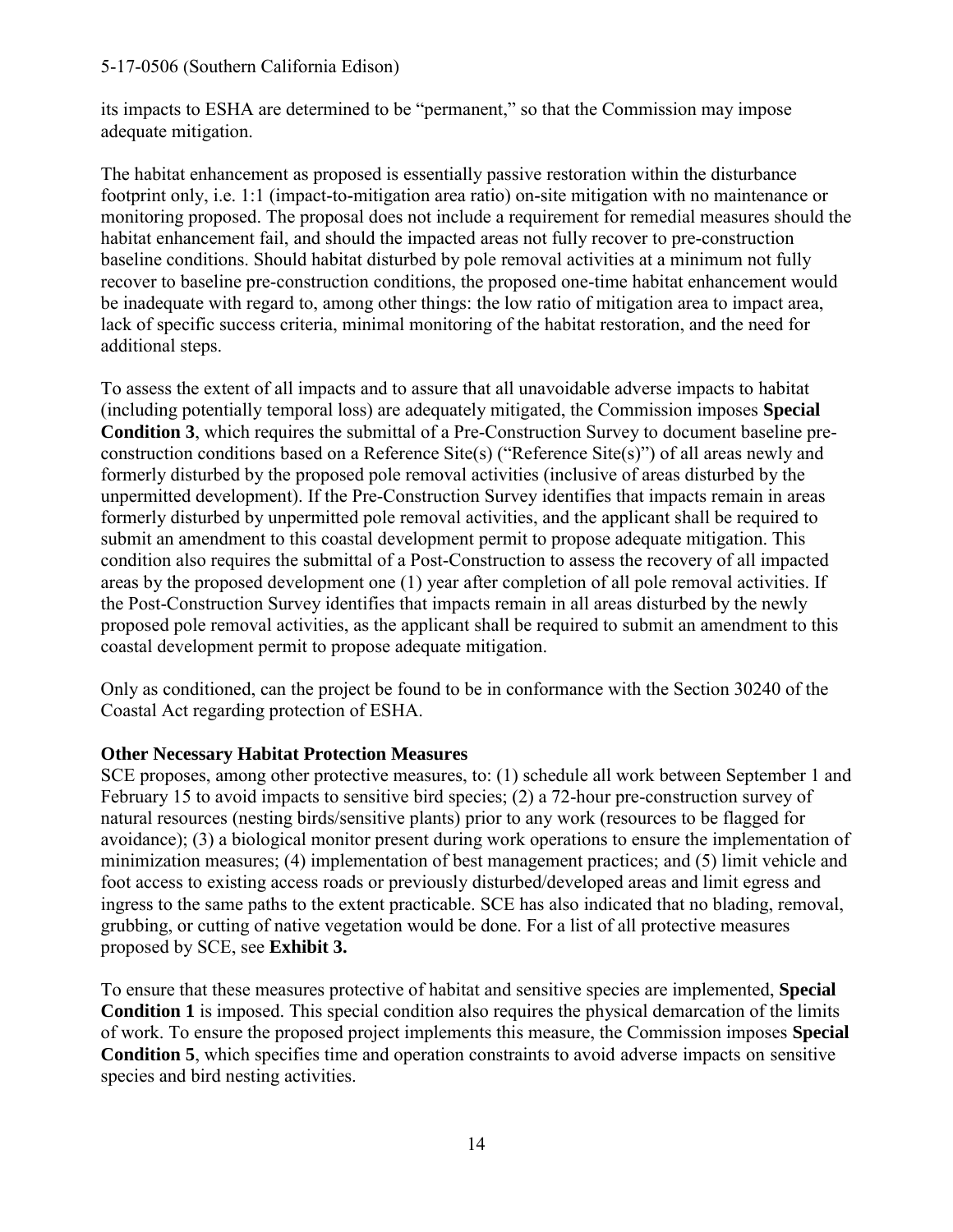its impacts to ESHA are determined to be "permanent," so that the Commission may impose adequate mitigation.

The habitat enhancement as proposed is essentially passive restoration within the disturbance footprint only, i.e. 1:1 (impact-to-mitigation area ratio) on-site mitigation with no maintenance or monitoring proposed. The proposal does not include a requirement for remedial measures should the habitat enhancement fail, and should the impacted areas not fully recover to pre-construction baseline conditions. Should habitat disturbed by pole removal activities at a minimum not fully recover to baseline pre-construction conditions, the proposed one-time habitat enhancement would be inadequate with regard to, among other things: the low ratio of mitigation area to impact area, lack of specific success criteria, minimal monitoring of the habitat restoration, and the need for additional steps.

To assess the extent of all impacts and to assure that all unavoidable adverse impacts to habitat (including potentially temporal loss) are adequately mitigated, the Commission imposes **Special Condition 3**, which requires the submittal of a Pre-Construction Survey to document baseline pre-construction conditions based on a Reference Site(s) ("Reference Site(s)") of all areas newly and formerly disturbed by the proposed pole removal activities (inclusive of areas disturbed by the unpermitted development). If the Pre-Construction Survey identifies that impacts remain in areas formerly disturbed by unpermitted pole removal activities, and the applicant shall be required to submit an amendment to this coastal development permit to propose adequate mitigation. This condition also requires the submittal of a Post-Construction to assess the recovery of all impacted areas by the proposed development one (1) year after completion of all pole removal activities. If the Post-Construction Survey identifies that impacts remain in all areas disturbed by the newly proposed pole removal activities, as the applicant shall be required to submit an amendment to this coastal development permit to propose adequate mitigation.

Only as conditioned, can the project be found to be in conformance with the Section 30240 of the Coastal Act regarding protection of ESHA.

**Other Necessary Habitat Protection Measures**

SCE proposes, among other protective measures, to: (1) schedule all work between September 1 and February 15 to avoid impacts to sensitive bird species; (2) a 72-hour pre-construction survey of natural resources (nesting birds/sensitive plants) prior to any work (resources to be flagged for avoidance); (3) a biological monitor present during work operations to ensure the implementation of minimization measures; (4) implementation of best management practices; and (5) limit vehicle and foot access to existing access roads or previously disturbed/developed areas and limit egress and ingress to the same paths to the extent practicable. SCE has also indicated that no blading, removal, grubbing, or cutting of native vegetation would be done. For a list of all protective measures proposed by SCE, see **Exhibit 3.**

To ensure that these measures protective of habitat and sensitive species are implemented, **Special Condition 1** is imposed. This special condition also requires the physical demarcation of the limits of work. To ensure the proposed project implements this measure, the Commission imposes **Special Condition 5**, which specifies time and operation constraints to avoid adverse impacts on sensitive species and bird nesting activities.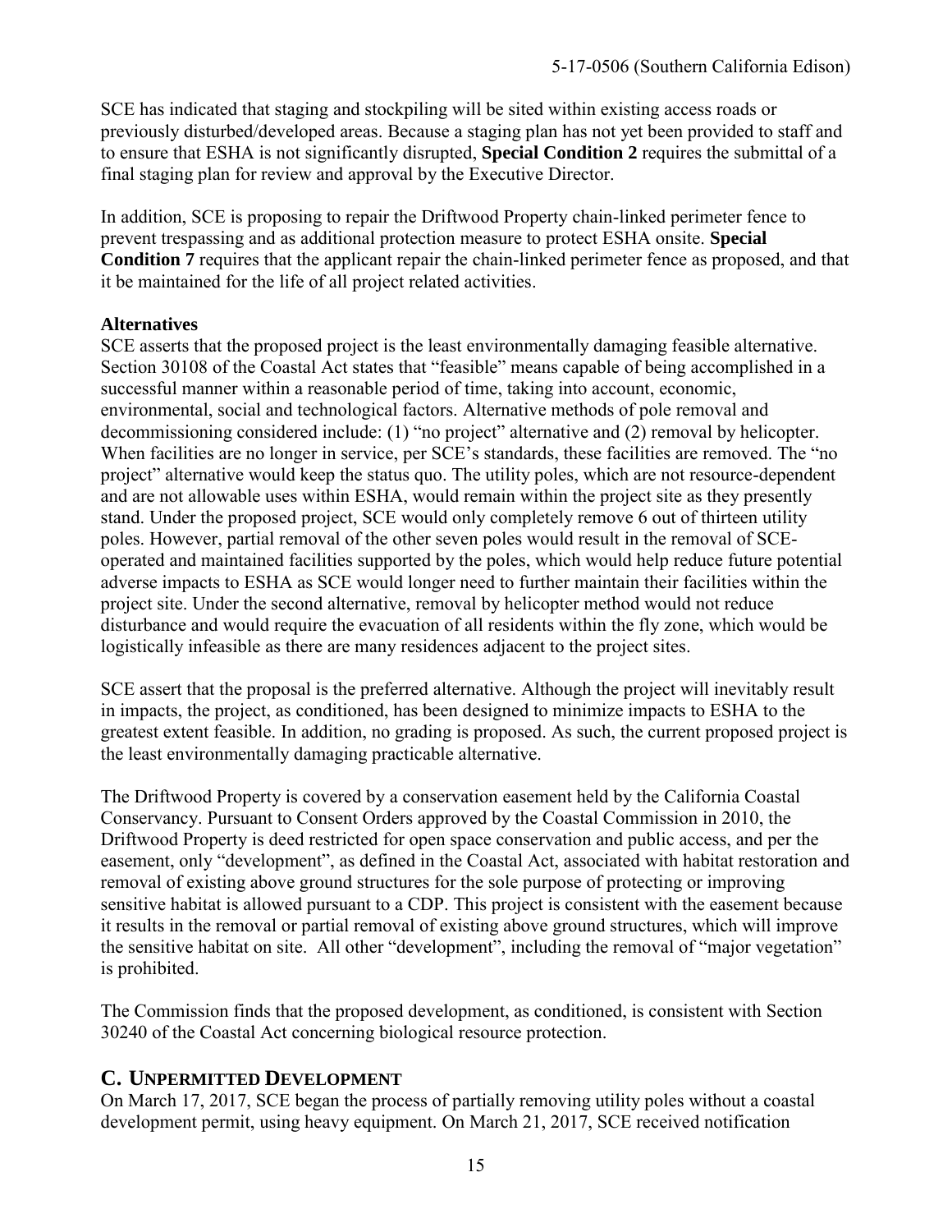SCE has indicated that staging and stockpiling will be sited within existing access roads or previously disturbed/developed areas. Because a staging plan has not yet been provided to staff and to ensure that ESHA is not significantly disrupted, **Special Condition 2** requires the submittal of a final staging plan for review and approval by the Executive Director.

In addition, SCE is proposing to repair the Driftwood Property chain-linked perimeter fence to prevent trespassing and as additional protection measure to protect ESHA onsite. **Special Condition 7** requires that the applicant repair the chain-linked perimeter fence as proposed, and that it be maintained for the life of all project related activities.

**Alternatives**

SCE asserts that the proposed project is the least environmentally damaging feasible alternative. Section 30108 of the Coastal Act states that "feasible" means capable of being accomplished in a successful manner within a reasonable period of time, taking into account, economic, environmental, social and technological factors. Alternative methods of pole removal and decommissioning considered include: (1) "no project" alternative and (2) removal by helicopter. When facilities are no longer in service, per SCE's standards, these facilities are removed. The "no project" alternative would keep the status quo. The utility poles, which are not resource-dependent and are not allowable uses within ESHA, would remain within the project site as they presently stand. Under the proposed project, SCE would only completely remove 6 out of thirteen utility poles. However, partial removal of the other seven poles would result in the removal of SCE-operated and maintained facilities supported by the poles, which would help reduce future potential adverse impacts to ESHA as SCE would longer need to further maintain their facilities within the project site. Under the second alternative, removal by helicopter method would not reduce disturbance and would require the evacuation of all residents within the fly zone, which would be logistically infeasible as there are many residences adjacent to the project sites.

SCE assert that the proposal is the preferred alternative. Although the project will inevitably result in impacts, the project, as conditioned, has been designed to minimize impacts to ESHA to the greatest extent feasible. In addition, no grading is proposed. As such, the current proposed project is the least environmentally damaging practicable alternative.

The Driftwood Property is covered by a conservation easement held by the California Coastal Conservancy. Pursuant to Consent Orders approved by the Coastal Commission in 2010, the Driftwood Property is deed restricted for open space conservation and public access, and per the easement, only "development", as defined in the Coastal Act, associated with habitat restoration and removal of existing above ground structures for the sole purpose of protecting or improving sensitive habitat is allowed pursuant to a CDP. This project is consistent with the easement because it results in the removal or partial removal of existing above ground structures, which will improve the sensitive habitat on site. All other "development", including the removal of "major vegetation" is prohibited.

The Commission finds that the proposed development, as conditioned, is consistent with Section 30240 of the Coastal Act concerning biological resource protection.

## C. UNPERMITTED DEVELOPMENT

On March 17, 2017, SCE began the process of partially removing utility poles without a coastal development permit, using heavy equipment. On March 21, 2017, SCE received notification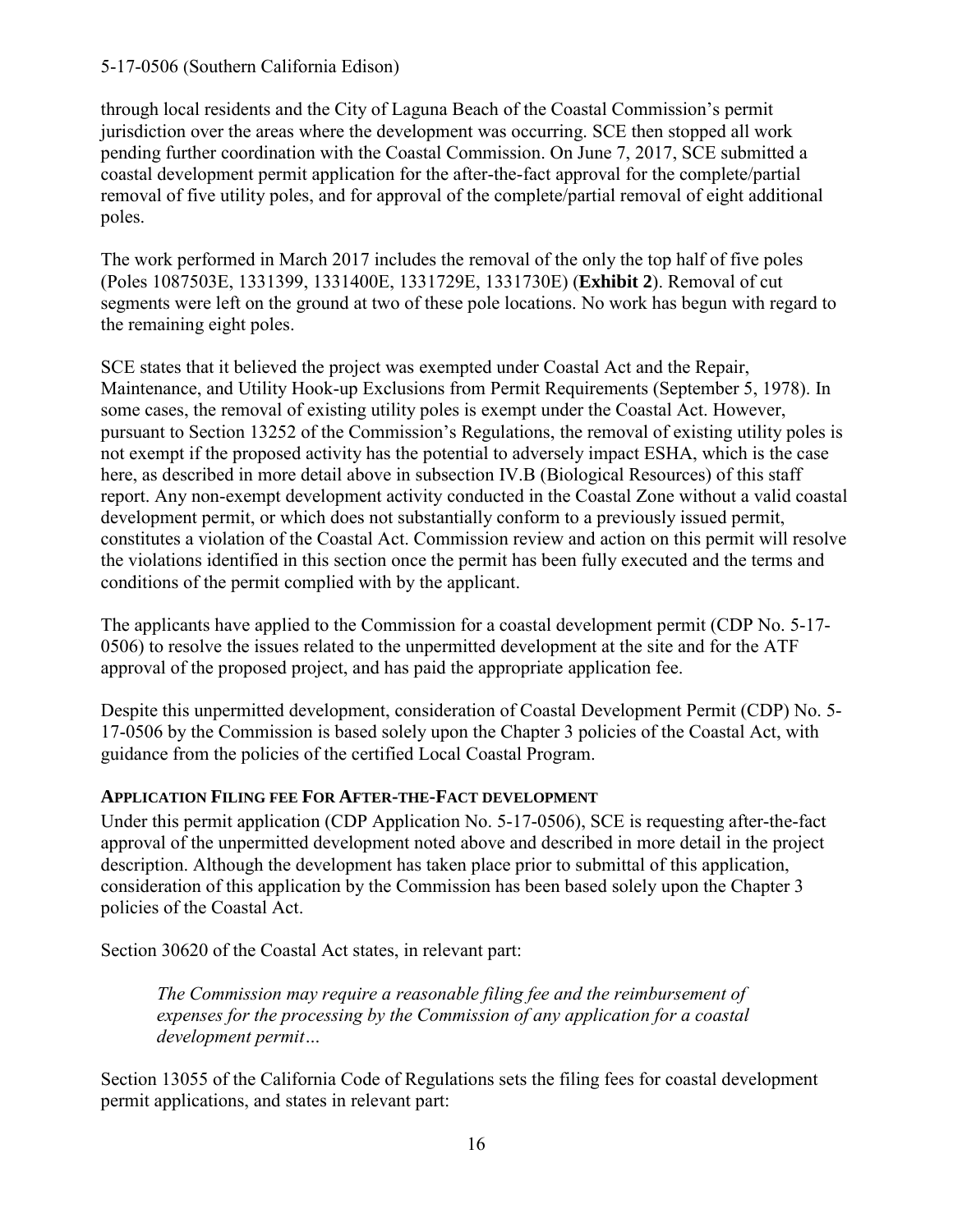through local residents and the City of Laguna Beach of the Coastal Commission's permit jurisdiction over the areas where the development was occurring. SCE then stopped all work pending further coordination with the Coastal Commission. On June 7, 2017, SCE submitted a coastal development permit application for the after-the-fact approval for the complete/partial removal of five utility poles, and for approval of the complete/partial removal of eight additional poles.

The work performed in March 2017 includes the removal of the only the top half of five poles (Poles 1087503E, 1331399, 1331400E, 1331729E, 1331730E) (**Exhibit 2**). Removal of cut segments were left on the ground at two of these pole locations. No work has begun with regard to the remaining eight poles.

SCE states that it believed the project was exempted under Coastal Act and the Repair, Maintenance, and Utility Hook-up Exclusions from Permit Requirements (September 5, 1978). In some cases, the removal of existing utility poles is exempt under the Coastal Act. However, pursuant to Section 13252 of the Commission's Regulations, the removal of existing utility poles is not exempt if the proposed activity has the potential to adversely impact ESHA, which is the case here, as described in more detail above in subsection IV.B (Biological Resources) of this staff report. Any non-exempt development activity conducted in the Coastal Zone without a valid coastal development permit, or which does not substantially conform to a previously issued permit, constitutes a violation of the Coastal Act. Commission review and action on this permit will resolve the violations identified in this section once the permit has been fully executed and the terms and conditions of the permit complied with by the applicant.

The applicants have applied to the Commission for a coastal development permit (CDP No. 5-17-0506) to resolve the issues related to the unpermitted development at the site and for the ATF approval of the proposed project, and has paid the appropriate application fee.

Despite this unpermitted development, consideration of Coastal Development Permit (CDP) No. 5-17-0506 by the Commission is based solely upon the Chapter 3 policies of the Coastal Act, with guidance from the policies of the certified Local Coastal Program.

**APPLICATION FILING FEE FOR AFTER-THE-FACT DEVELOPMENT**

Under this permit application (CDP Application No. 5-17-0506), SCE is requesting after-the-fact approval of the unpermitted development noted above and described in more detail in the project description. Although the development has taken place prior to submittal of this application, consideration of this application by the Commission has been based solely upon the Chapter 3 policies of the Coastal Act.

Section 30620 of the Coastal Act states, in relevant part:

> *The Commission may require a reasonable filing fee and the reimbursement of expenses for the processing by the Commission of any application for a coastal development permit…*

Section 13055 of the California Code of Regulations sets the filing fees for coastal development permit applications, and states in relevant part: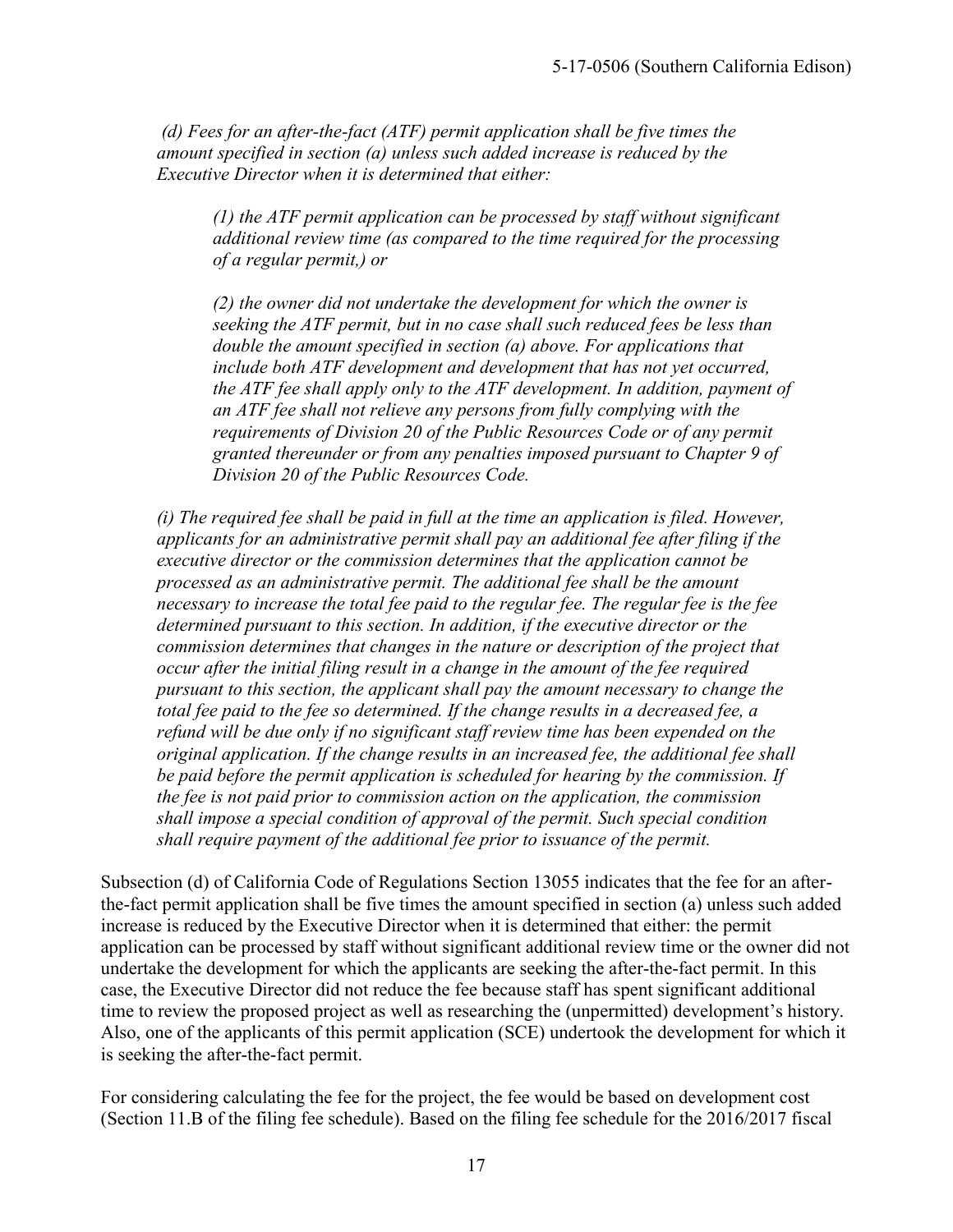*(d) Fees for an after-the-fact (ATF) permit application shall be five times the amount specified in section (a) unless such added increase is reduced by the Executive Director when it is determined that either:*

> *(1) the ATF permit application can be processed by staff without significant additional review time (as compared to the time required for the processing of a regular permit,) or*
>
> *(2) the owner did not undertake the development for which the owner is seeking the ATF permit, but in no case shall such reduced fees be less than double the amount specified in section (a) above. For applications that include both ATF development and development that has not yet occurred, the ATF fee shall apply only to the ATF development. In addition, payment of an ATF fee shall not relieve any persons from fully complying with the requirements of Division 20 of the Public Resources Code or of any permit granted thereunder or from any penalties imposed pursuant to Chapter 9 of Division 20 of the Public Resources Code.*

*(i) The required fee shall be paid in full at the time an application is filed. However, applicants for an administrative permit shall pay an additional fee after filing if the executive director or the commission determines that the application cannot be processed as an administrative permit. The additional fee shall be the amount necessary to increase the total fee paid to the regular fee. The regular fee is the fee determined pursuant to this section. In addition, if the executive director or the commission determines that changes in the nature or description of the project that occur after the initial filing result in a change in the amount of the fee required pursuant to this section, the applicant shall pay the amount necessary to change the total fee paid to the fee so determined. If the change results in a decreased fee, a refund will be due only if no significant staff review time has been expended on the original application. If the change results in an increased fee, the additional fee shall be paid before the permit application is scheduled for hearing by the commission. If the fee is not paid prior to commission action on the application, the commission shall impose a special condition of approval of the permit. Such special condition shall require payment of the additional fee prior to issuance of the permit.*

Subsection (d) of California Code of Regulations Section 13055 indicates that the fee for an after-the-fact permit application shall be five times the amount specified in section (a) unless such added increase is reduced by the Executive Director when it is determined that either: the permit application can be processed by staff without significant additional review time or the owner did not undertake the development for which the applicants are seeking the after-the-fact permit. In this case, the Executive Director did not reduce the fee because staff has spent significant additional time to review the proposed project as well as researching the (unpermitted) development's history. Also, one of the applicants of this permit application (SCE) undertook the development for which it is seeking the after-the-fact permit.

For considering calculating the fee for the project, the fee would be based on development cost (Section 11.B of the filing fee schedule). Based on the filing fee schedule for the 2016/2017 fiscal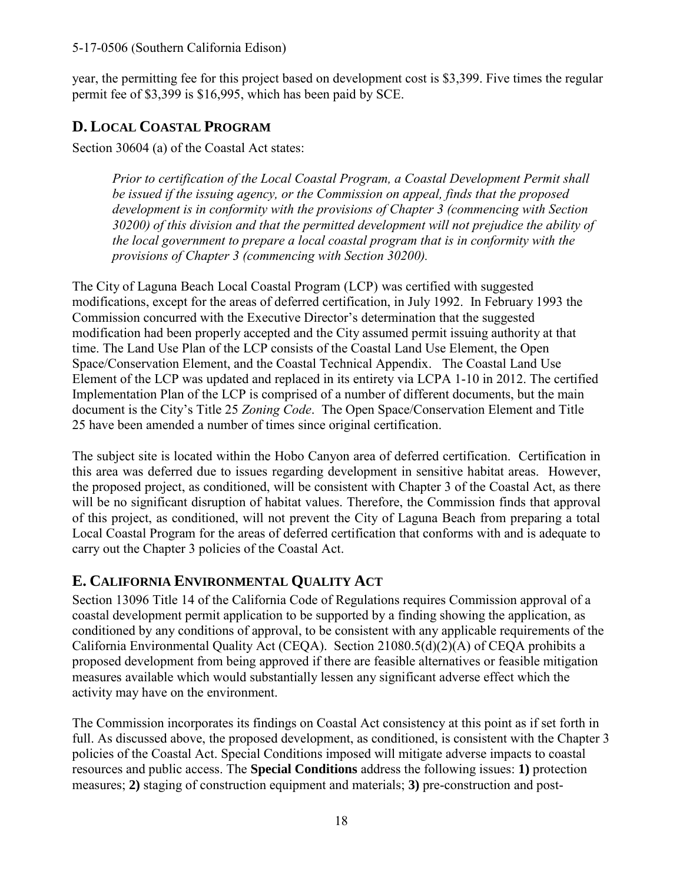year, the permitting fee for this project based on development cost is $3,399. Five times the regular permit fee of $3,399 is $16,995, which has been paid by SCE.

## D. LOCAL COASTAL PROGRAM

Section 30604 (a) of the Coastal Act states:

> *Prior to certification of the Local Coastal Program, a Coastal Development Permit shall be issued if the issuing agency, or the Commission on appeal, finds that the proposed development is in conformity with the provisions of Chapter 3 (commencing with Section 30200) of this division and that the permitted development will not prejudice the ability of the local government to prepare a local coastal program that is in conformity with the provisions of Chapter 3 (commencing with Section 30200).*

The City of Laguna Beach Local Coastal Program (LCP) was certified with suggested modifications, except for the areas of deferred certification, in July 1992. In February 1993 the Commission concurred with the Executive Director's determination that the suggested modification had been properly accepted and the City assumed permit issuing authority at that time. The Land Use Plan of the LCP consists of the Coastal Land Use Element, the Open Space/Conservation Element, and the Coastal Technical Appendix. The Coastal Land Use Element of the LCP was updated and replaced in its entirety via LCPA 1-10 in 2012. The certified Implementation Plan of the LCP is comprised of a number of different documents, but the main document is the City's Title 25 *Zoning Code*. The Open Space/Conservation Element and Title 25 have been amended a number of times since original certification.

The subject site is located within the Hobo Canyon area of deferred certification. Certification in this area was deferred due to issues regarding development in sensitive habitat areas. However, the proposed project, as conditioned, will be consistent with Chapter 3 of the Coastal Act, as there will be no significant disruption of habitat values. Therefore, the Commission finds that approval of this project, as conditioned, will not prevent the City of Laguna Beach from preparing a total Local Coastal Program for the areas of deferred certification that conforms with and is adequate to carry out the Chapter 3 policies of the Coastal Act.

## E. CALIFORNIA ENVIRONMENTAL QUALITY ACT

Section 13096 Title 14 of the California Code of Regulations requires Commission approval of a coastal development permit application to be supported by a finding showing the application, as conditioned by any conditions of approval, to be consistent with any applicable requirements of the California Environmental Quality Act (CEQA). Section 21080.5(d)(2)(A) of CEQA prohibits a proposed development from being approved if there are feasible alternatives or feasible mitigation measures available which would substantially lessen any significant adverse effect which the activity may have on the environment.

The Commission incorporates its findings on Coastal Act consistency at this point as if set forth in full. As discussed above, the proposed development, as conditioned, is consistent with the Chapter 3 policies of the Coastal Act. Special Conditions imposed will mitigate adverse impacts to coastal resources and public access. The **Special Conditions** address the following issues: **1)** protection measures; **2)** staging of construction equipment and materials; **3)** pre-construction and post-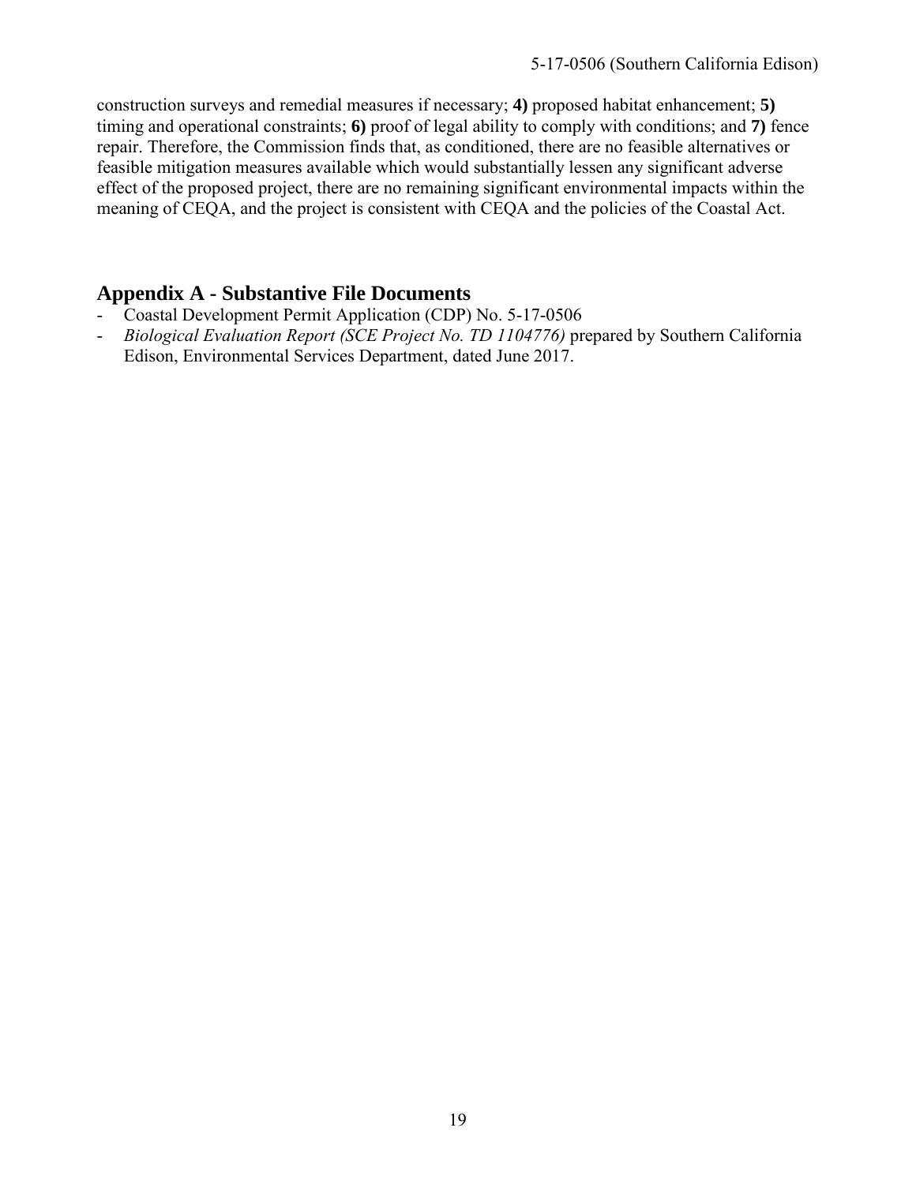construction surveys and remedial measures if necessary; **4)** proposed habitat enhancement; **5)** timing and operational constraints; **6)** proof of legal ability to comply with conditions; and **7)** fence repair. Therefore, the Commission finds that, as conditioned, there are no feasible alternatives or feasible mitigation measures available which would substantially lessen any significant adverse effect of the proposed project, there are no remaining significant environmental impacts within the meaning of CEQA, and the project is consistent with CEQA and the policies of the Coastal Act.

## Appendix A - Substantive File Documents

- Coastal Development Permit Application (CDP) No. 5-17-0506
- *Biological Evaluation Report (SCE Project No. TD 1104776)* prepared by Southern California Edison, Environmental Services Department, dated June 2017.